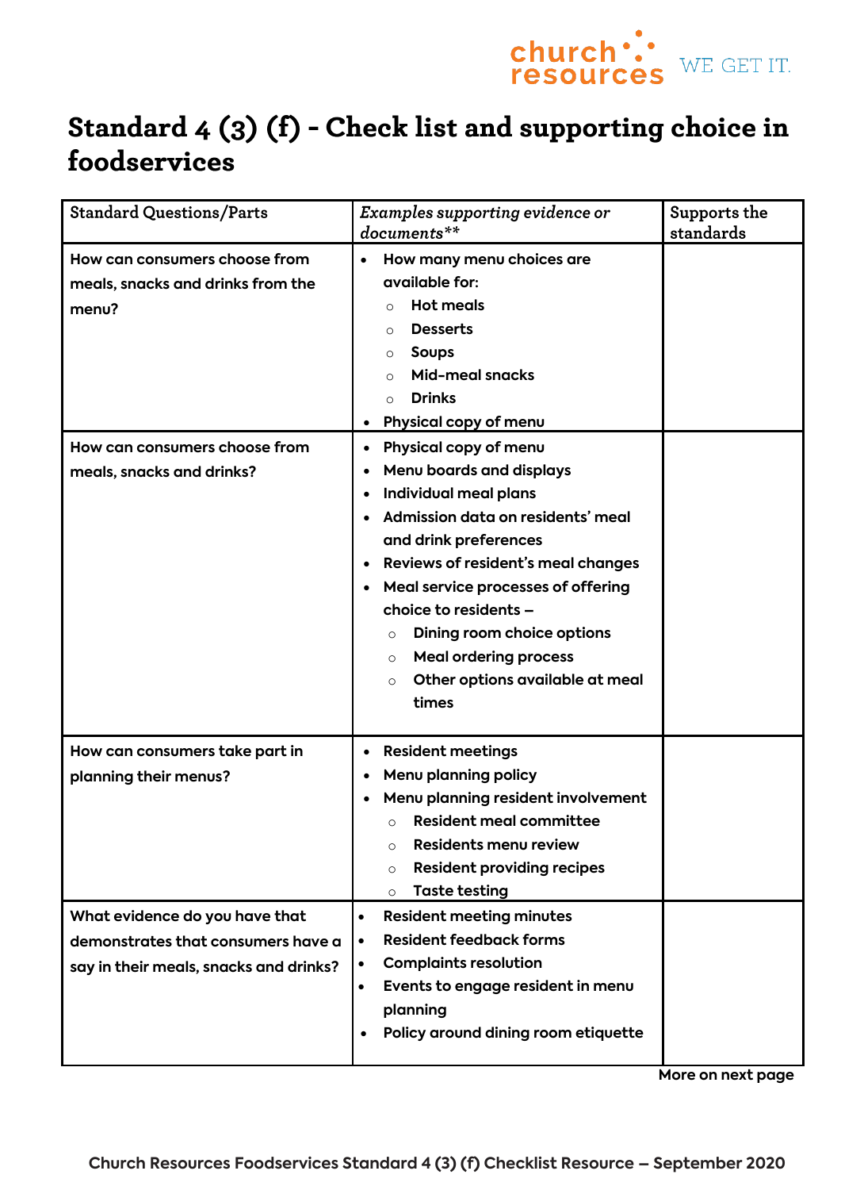# Standard 4 (3) (f) - Check list and supporting choice in foodservices

| Standard Questions/Parts | *Examples supporting evidence or documents*** | Supports the standards |
|---|---|---|
| How can consumers choose from meals, snacks and drinks from the menu? | • How many menu choices are available for:<br>  ○ Hot meals<br>  ○ Desserts<br>  ○ Soups<br>  ○ Mid-meal snacks<br>  ○ Drinks<br>• Physical copy of menu | |
| How can consumers choose from meals, snacks and drinks? | • Physical copy of menu<br>• Menu boards and displays<br>• Individual meal plans<br>• Admission data on residents' meal and drink preferences<br>• Reviews of resident's meal changes<br>• Meal service processes of offering choice to residents –<br>  ○ Dining room choice options<br>  ○ Meal ordering process<br>  ○ Other options available at meal times | |
| How can consumers take part in planning their menus? | • Resident meetings<br>• Menu planning policy<br>• Menu planning resident involvement<br>  ○ Resident meal committee<br>  ○ Residents menu review<br>  ○ Resident providing recipes<br>  ○ Taste testing | |
| What evidence do you have that demonstrates that consumers have a say in their meals, snacks and drinks? | • Resident meeting minutes<br>• Resident feedback forms<br>• Complaints resolution<br>• Events to engage resident in menu planning<br>• Policy around dining room etiquette | |

**More on next page**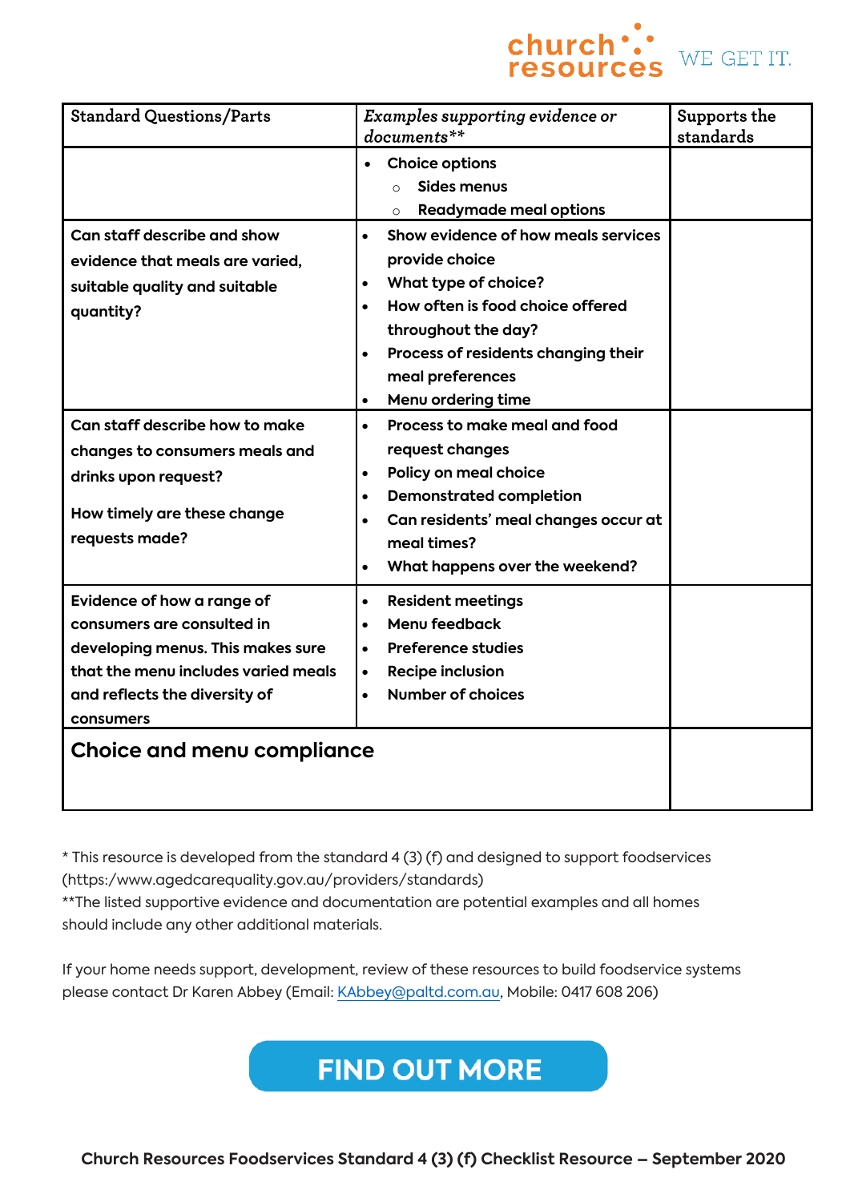| Standard Questions/Parts | *Examples supporting evidence or documents*** | Supports the standards |
|---|---|---|
| | • Choice options<br>  ○ Sides menus<br>  ○ Readymade meal options | |
| Can staff describe and show evidence that meals are varied, suitable quality and suitable quantity? | • Show evidence of how meals services provide choice<br>• What type of choice?<br>• How often is food choice offered throughout the day?<br>• Process of residents changing their meal preferences<br>• Menu ordering time | |
| Can staff describe how to make changes to consumers meals and drinks upon request?<br><br>How timely are these change requests made? | • Process to make meal and food request changes<br>• Policy on meal choice<br>• Demonstrated completion<br>• Can residents' meal changes occur at meal times?<br>• What happens over the weekend? | |
| Evidence of how a range of consumers are consulted in developing menus. This makes sure that the menu includes varied meals and reflects the diversity of consumers | • Resident meetings<br>• Menu feedback<br>• Preference studies<br>• Recipe inclusion<br>• Number of choices | |
| **Choice and menu compliance** | | |

* This resource is developed from the standard 4 (3) (f) and designed to support foodservices (https:/www.agedcarequality.gov.au/providers/standards)
**The listed supportive evidence and documentation are potential examples and all homes should include any other additional materials.

If your home needs support, development, review of these resources to build foodservice systems please contact Dr Karen Abbey (Email: KAbbey@paltd.com.au, Mobile: 0417 608 206)

FIND OUT MORE

Church Resources Foodservices Standard 4 (3) (f) Checklist Resource – September 2020